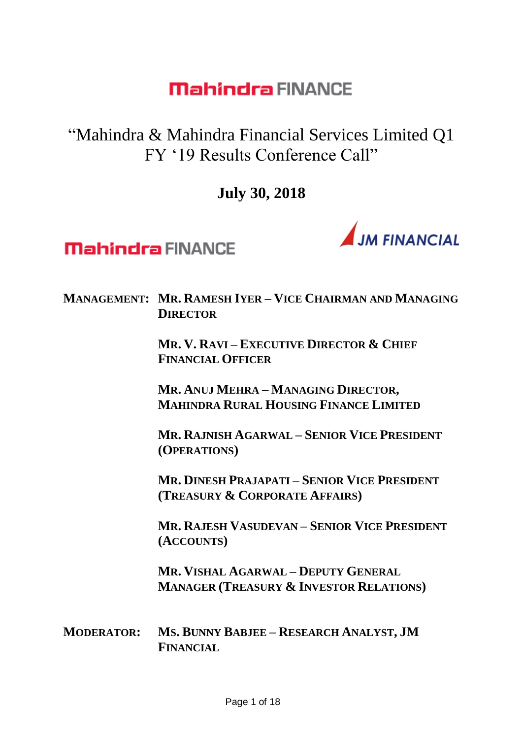Mahindra FINANCE

# "Mahindra & Mahindra Financial Services Limited Q1 FY '19 Results Conference Call"

**July 30, 2018**

Mahindra FINANCE

JM FINANCIAL

**MANAGEMENT:** **MR. RAMESH IYER – VICE CHAIRMAN AND MANAGING DIRECTOR**

**MR. V. RAVI – EXECUTIVE DIRECTOR & CHIEF FINANCIAL OFFICER**

**MR. ANUJ MEHRA – MANAGING DIRECTOR, MAHINDRA RURAL HOUSING FINANCE LIMITED**

**MR. RAJNISH AGARWAL – SENIOR VICE PRESIDENT (OPERATIONS)**

**MR. DINESH PRAJAPATI – SENIOR VICE PRESIDENT (TREASURY & CORPORATE AFFAIRS)**

**MR. RAJESH VASUDEVAN – SENIOR VICE PRESIDENT (ACCOUNTS)**

**MR. VISHAL AGARWAL – DEPUTY GENERAL MANAGER (TREASURY & INVESTOR RELATIONS)**

**MODERATOR:** **MS. BUNNY BABJEE – RESEARCH ANALYST, JM FINANCIAL**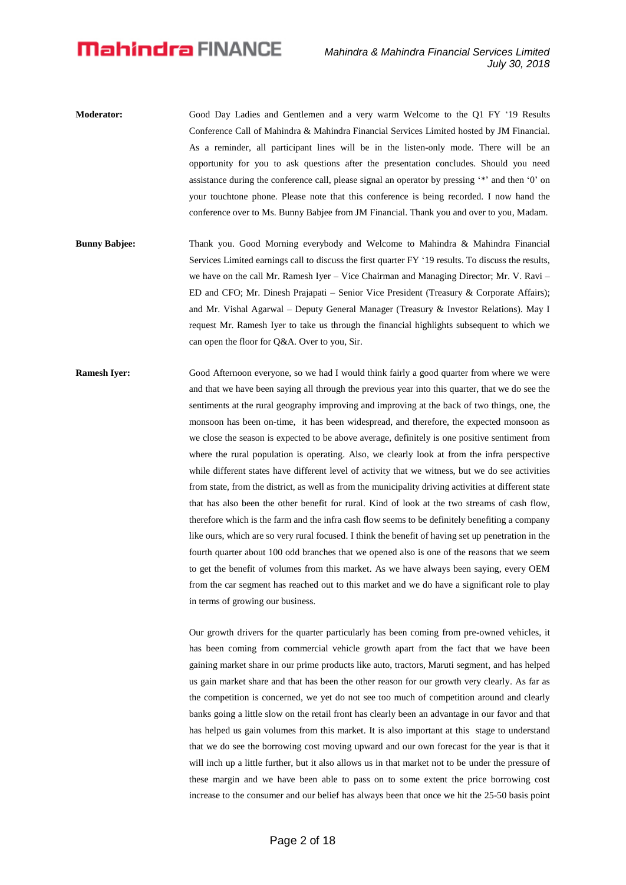**Moderator:** Good Day Ladies and Gentlemen and a very warm Welcome to the Q1 FY '19 Results Conference Call of Mahindra & Mahindra Financial Services Limited hosted by JM Financial. As a reminder, all participant lines will be in the listen-only mode. There will be an opportunity for you to ask questions after the presentation concludes. Should you need assistance during the conference call, please signal an operator by pressing '*' and then '0' on your touchtone phone. Please note that this conference is being recorded. I now hand the conference over to Ms. Bunny Babjee from JM Financial. Thank you and over to you, Madam.

**Bunny Babjee:** Thank you. Good Morning everybody and Welcome to Mahindra & Mahindra Financial Services Limited earnings call to discuss the first quarter FY '19 results. To discuss the results, we have on the call Mr. Ramesh Iyer – Vice Chairman and Managing Director; Mr. V. Ravi – ED and CFO; Mr. Dinesh Prajapati – Senior Vice President (Treasury & Corporate Affairs); and Mr. Vishal Agarwal – Deputy General Manager (Treasury & Investor Relations). May I request Mr. Ramesh Iyer to take us through the financial highlights subsequent to which we can open the floor for Q&A. Over to you, Sir.

**Ramesh Iyer:** Good Afternoon everyone, so we had I would think fairly a good quarter from where we were and that we have been saying all through the previous year into this quarter, that we do see the sentiments at the rural geography improving and improving at the back of two things, one, the monsoon has been on-time, it has been widespread, and therefore, the expected monsoon as we close the season is expected to be above average, definitely is one positive sentiment from where the rural population is operating. Also, we clearly look at from the infra perspective while different states have different level of activity that we witness, but we do see activities from state, from the district, as well as from the municipality driving activities at different state that has also been the other benefit for rural. Kind of look at the two streams of cash flow, therefore which is the farm and the infra cash flow seems to be definitely benefiting a company like ours, which are so very rural focused. I think the benefit of having set up penetration in the fourth quarter about 100 odd branches that we opened also is one of the reasons that we seem to get the benefit of volumes from this market. As we have always been saying, every OEM from the car segment has reached out to this market and we do have a significant role to play in terms of growing our business.

Our growth drivers for the quarter particularly has been coming from pre-owned vehicles, it has been coming from commercial vehicle growth apart from the fact that we have been gaining market share in our prime products like auto, tractors, Maruti segment, and has helped us gain market share and that has been the other reason for our growth very clearly. As far as the competition is concerned, we yet do not see too much of competition around and clearly banks going a little slow on the retail front has clearly been an advantage in our favor and that has helped us gain volumes from this market. It is also important at this stage to understand that we do see the borrowing cost moving upward and our own forecast for the year is that it will inch up a little further, but it also allows us in that market not to be under the pressure of these margin and we have been able to pass on to some extent the price borrowing cost increase to the consumer and our belief has always been that once we hit the 25-50 basis point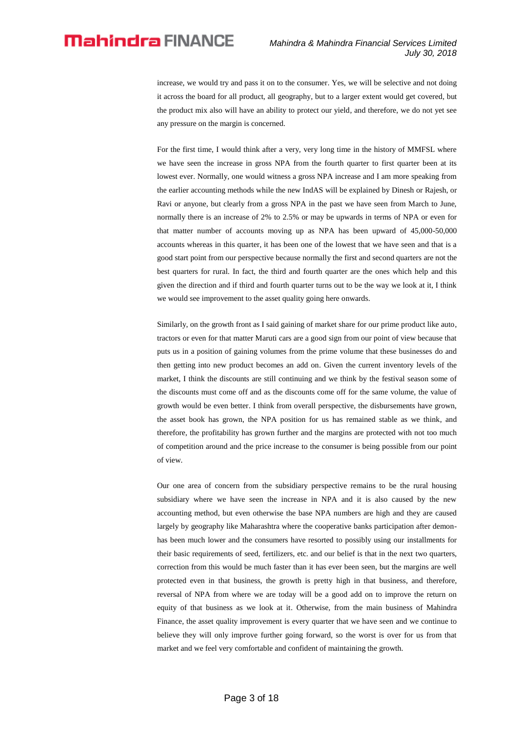increase, we would try and pass it on to the consumer. Yes, we will be selective and not doing it across the board for all product, all geography, but to a larger extent would get covered, but the product mix also will have an ability to protect our yield, and therefore, we do not yet see any pressure on the margin is concerned.

For the first time, I would think after a very, very long time in the history of MMFSL where we have seen the increase in gross NPA from the fourth quarter to first quarter been at its lowest ever. Normally, one would witness a gross NPA increase and I am more speaking from the earlier accounting methods while the new IndAS will be explained by Dinesh or Rajesh, or Ravi or anyone, but clearly from a gross NPA in the past we have seen from March to June, normally there is an increase of 2% to 2.5% or may be upwards in terms of NPA or even for that matter number of accounts moving up as NPA has been upward of 45,000-50,000 accounts whereas in this quarter, it has been one of the lowest that we have seen and that is a good start point from our perspective because normally the first and second quarters are not the best quarters for rural. In fact, the third and fourth quarter are the ones which help and this given the direction and if third and fourth quarter turns out to be the way we look at it, I think we would see improvement to the asset quality going here onwards.

Similarly, on the growth front as I said gaining of market share for our prime product like auto, tractors or even for that matter Maruti cars are a good sign from our point of view because that puts us in a position of gaining volumes from the prime volume that these businesses do and then getting into new product becomes an add on. Given the current inventory levels of the market, I think the discounts are still continuing and we think by the festival season some of the discounts must come off and as the discounts come off for the same volume, the value of growth would be even better. I think from overall perspective, the disbursements have grown, the asset book has grown, the NPA position for us has remained stable as we think, and therefore, the profitability has grown further and the margins are protected with not too much of competition around and the price increase to the consumer is being possible from our point of view.

Our one area of concern from the subsidiary perspective remains to be the rural housing subsidiary where we have seen the increase in NPA and it is also caused by the new accounting method, but even otherwise the base NPA numbers are high and they are caused largely by geography like Maharashtra where the cooperative banks participation after demon- has been much lower and the consumers have resorted to possibly using our installments for their basic requirements of seed, fertilizers, etc. and our belief is that in the next two quarters, correction from this would be much faster than it has ever been seen, but the margins are well protected even in that business, the growth is pretty high in that business, and therefore, reversal of NPA from where we are today will be a good add on to improve the return on equity of that business as we look at it. Otherwise, from the main business of Mahindra Finance, the asset quality improvement is every quarter that we have seen and we continue to believe they will only improve further going forward, so the worst is over for us from that market and we feel very comfortable and confident of maintaining the growth.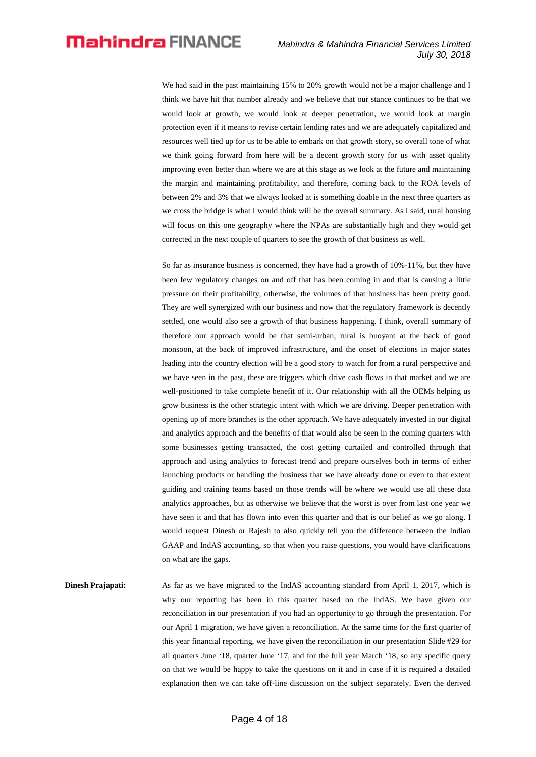We had said in the past maintaining 15% to 20% growth would not be a major challenge and I think we have hit that number already and we believe that our stance continues to be that we would look at growth, we would look at deeper penetration, we would look at margin protection even if it means to revise certain lending rates and we are adequately capitalized and resources well tied up for us to be able to embark on that growth story, so overall tone of what we think going forward from here will be a decent growth story for us with asset quality improving even better than where we are at this stage as we look at the future and maintaining the margin and maintaining profitability, and therefore, coming back to the ROA levels of between 2% and 3% that we always looked at is something doable in the next three quarters as we cross the bridge is what I would think will be the overall summary. As I said, rural housing will focus on this one geography where the NPAs are substantially high and they would get corrected in the next couple of quarters to see the growth of that business as well.

So far as insurance business is concerned, they have had a growth of 10%-11%, but they have been few regulatory changes on and off that has been coming in and that is causing a little pressure on their profitability, otherwise, the volumes of that business has been pretty good. They are well synergized with our business and now that the regulatory framework is decently settled, one would also see a growth of that business happening. I think, overall summary of therefore our approach would be that semi-urban, rural is buoyant at the back of good monsoon, at the back of improved infrastructure, and the onset of elections in major states leading into the country election will be a good story to watch for from a rural perspective and we have seen in the past, these are triggers which drive cash flows in that market and we are well-positioned to take complete benefit of it. Our relationship with all the OEMs helping us grow business is the other strategic intent with which we are driving. Deeper penetration with opening up of more branches is the other approach. We have adequately invested in our digital and analytics approach and the benefits of that would also be seen in the coming quarters with some businesses getting transacted, the cost getting curtailed and controlled through that approach and using analytics to forecast trend and prepare ourselves both in terms of either launching products or handling the business that we have already done or even to that extent guiding and training teams based on those trends will be where we would use all these data analytics approaches, but as otherwise we believe that the worst is over from last one year we have seen it and that has flown into even this quarter and that is our belief as we go along. I would request Dinesh or Rajesh to also quickly tell you the difference between the Indian GAAP and IndAS accounting, so that when you raise questions, you would have clarifications on what are the gaps.

**Dinesh Prajapati:** As far as we have migrated to the IndAS accounting standard from April 1, 2017, which is why our reporting has been in this quarter based on the IndAS. We have given our reconciliation in our presentation if you had an opportunity to go through the presentation. For our April 1 migration, we have given a reconciliation. At the same time for the first quarter of this year financial reporting, we have given the reconciliation in our presentation Slide #29 for all quarters June '18, quarter June '17, and for the full year March '18, so any specific query on that we would be happy to take the questions on it and in case if it is required a detailed explanation then we can take off-line discussion on the subject separately. Even the derived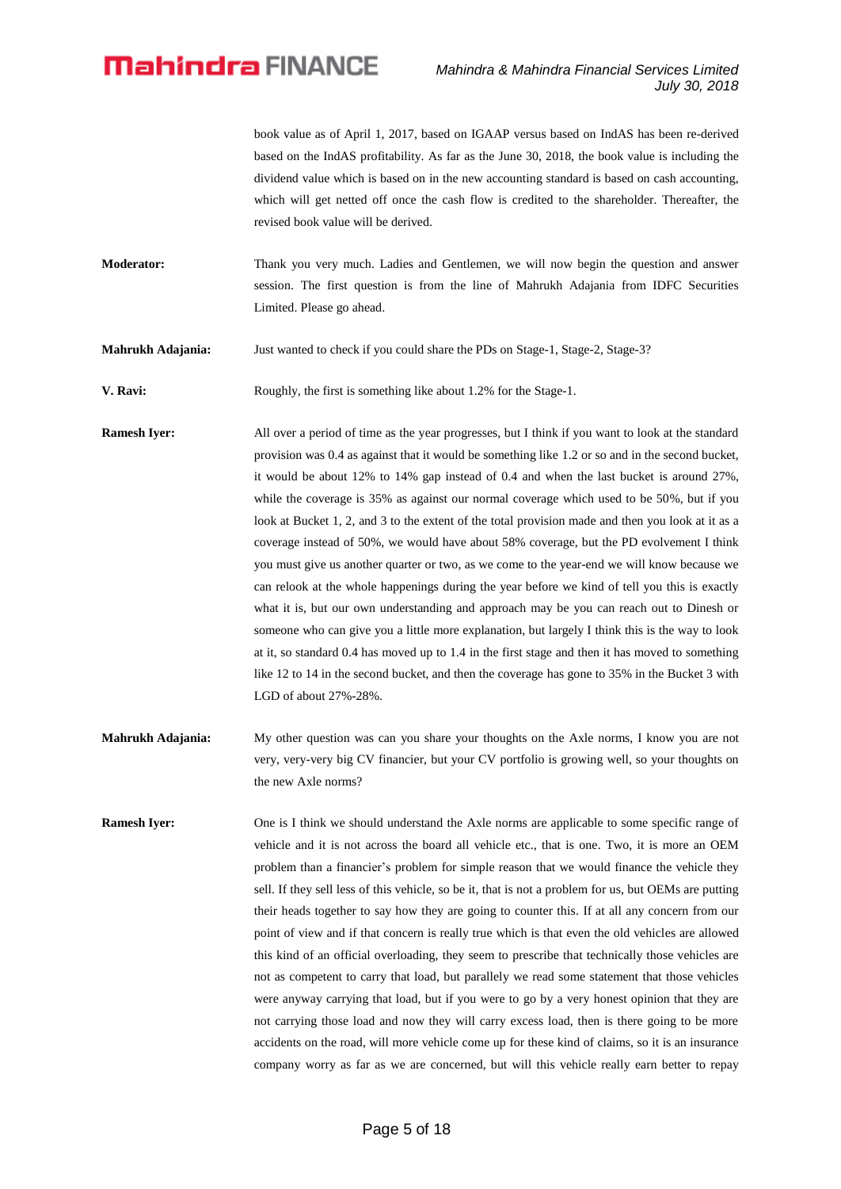book value as of April 1, 2017, based on IGAAP versus based on IndAS has been re-derived based on the IndAS profitability. As far as the June 30, 2018, the book value is including the dividend value which is based on in the new accounting standard is based on cash accounting, which will get netted off once the cash flow is credited to the shareholder. Thereafter, the revised book value will be derived.

**Moderator:** Thank you very much. Ladies and Gentlemen, we will now begin the question and answer session. The first question is from the line of Mahrukh Adajania from IDFC Securities Limited. Please go ahead.

**Mahrukh Adajania:** Just wanted to check if you could share the PDs on Stage-1, Stage-2, Stage-3?

**V. Ravi:** Roughly, the first is something like about 1.2% for the Stage-1.

**Ramesh Iyer:** All over a period of time as the year progresses, but I think if you want to look at the standard provision was 0.4 as against that it would be something like 1.2 or so and in the second bucket, it would be about 12% to 14% gap instead of 0.4 and when the last bucket is around 27%, while the coverage is 35% as against our normal coverage which used to be 50%, but if you look at Bucket 1, 2, and 3 to the extent of the total provision made and then you look at it as a coverage instead of 50%, we would have about 58% coverage, but the PD evolvement I think you must give us another quarter or two, as we come to the year-end we will know because we can relook at the whole happenings during the year before we kind of tell you this is exactly what it is, but our own understanding and approach may be you can reach out to Dinesh or someone who can give you a little more explanation, but largely I think this is the way to look at it, so standard 0.4 has moved up to 1.4 in the first stage and then it has moved to something like 12 to 14 in the second bucket, and then the coverage has gone to 35% in the Bucket 3 with LGD of about 27%-28%.

**Mahrukh Adajania:** My other question was can you share your thoughts on the Axle norms, I know you are not very, very-very big CV financier, but your CV portfolio is growing well, so your thoughts on the new Axle norms?

**Ramesh Iyer:** One is I think we should understand the Axle norms are applicable to some specific range of vehicle and it is not across the board all vehicle etc., that is one. Two, it is more an OEM problem than a financier's problem for simple reason that we would finance the vehicle they sell. If they sell less of this vehicle, so be it, that is not a problem for us, but OEMs are putting their heads together to say how they are going to counter this. If at all any concern from our point of view and if that concern is really true which is that even the old vehicles are allowed this kind of an official overloading, they seem to prescribe that technically those vehicles are not as competent to carry that load, but parallely we read some statement that those vehicles were anyway carrying that load, but if you were to go by a very honest opinion that they are not carrying those load and now they will carry excess load, then is there going to be more accidents on the road, will more vehicle come up for these kind of claims, so it is an insurance company worry as far as we are concerned, but will this vehicle really earn better to repay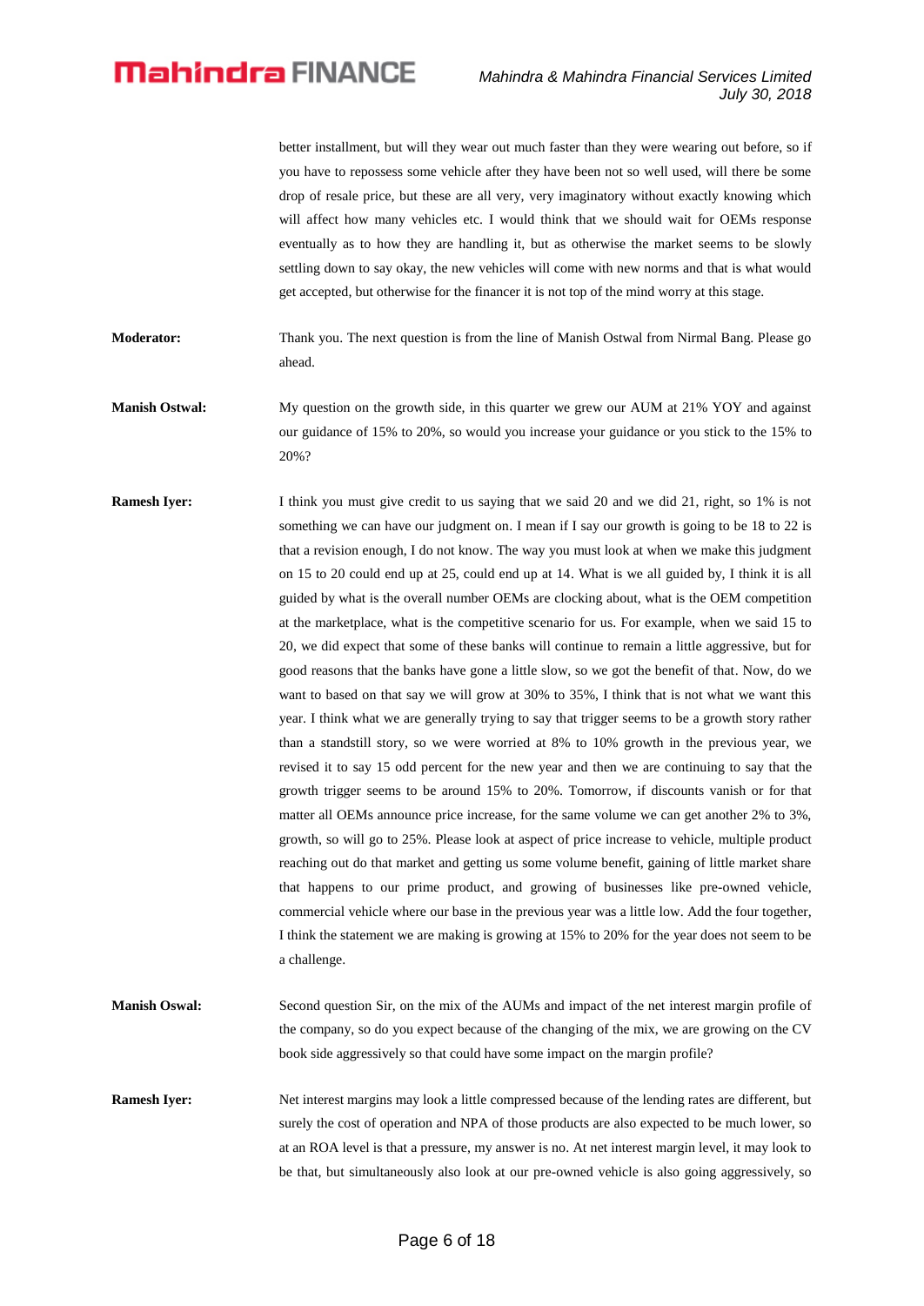better installment, but will they wear out much faster than they were wearing out before, so if you have to repossess some vehicle after they have been not so well used, will there be some drop of resale price, but these are all very, very imaginatory without exactly knowing which will affect how many vehicles etc. I would think that we should wait for OEMs response eventually as to how they are handling it, but as otherwise the market seems to be slowly settling down to say okay, the new vehicles will come with new norms and that is what would get accepted, but otherwise for the financer it is not top of the mind worry at this stage.

**Moderator:** Thank you. The next question is from the line of Manish Ostwal from Nirmal Bang. Please go ahead.

**Manish Ostwal:** My question on the growth side, in this quarter we grew our AUM at 21% YOY and against our guidance of 15% to 20%, so would you increase your guidance or you stick to the 15% to 20%?

**Ramesh Iyer:** I think you must give credit to us saying that we said 20 and we did 21, right, so 1% is not something we can have our judgment on. I mean if I say our growth is going to be 18 to 22 is that a revision enough, I do not know. The way you must look at when we make this judgment on 15 to 20 could end up at 25, could end up at 14. What is we all guided by, I think it is all guided by what is the overall number OEMs are clocking about, what is the OEM competition at the marketplace, what is the competitive scenario for us. For example, when we said 15 to 20, we did expect that some of these banks will continue to remain a little aggressive, but for good reasons that the banks have gone a little slow, so we got the benefit of that. Now, do we want to based on that say we will grow at 30% to 35%, I think that is not what we want this year. I think what we are generally trying to say that trigger seems to be a growth story rather than a standstill story, so we were worried at 8% to 10% growth in the previous year, we revised it to say 15 odd percent for the new year and then we are continuing to say that the growth trigger seems to be around 15% to 20%. Tomorrow, if discounts vanish or for that matter all OEMs announce price increase, for the same volume we can get another 2% to 3%, growth, so will go to 25%. Please look at aspect of price increase to vehicle, multiple product reaching out do that market and getting us some volume benefit, gaining of little market share that happens to our prime product, and growing of businesses like pre-owned vehicle, commercial vehicle where our base in the previous year was a little low. Add the four together, I think the statement we are making is growing at 15% to 20% for the year does not seem to be a challenge.

**Manish Oswal:** Second question Sir, on the mix of the AUMs and impact of the net interest margin profile of the company, so do you expect because of the changing of the mix, we are growing on the CV book side aggressively so that could have some impact on the margin profile?

**Ramesh Iyer:** Net interest margins may look a little compressed because of the lending rates are different, but surely the cost of operation and NPA of those products are also expected to be much lower, so at an ROA level is that a pressure, my answer is no. At net interest margin level, it may look to be that, but simultaneously also look at our pre-owned vehicle is also going aggressively, so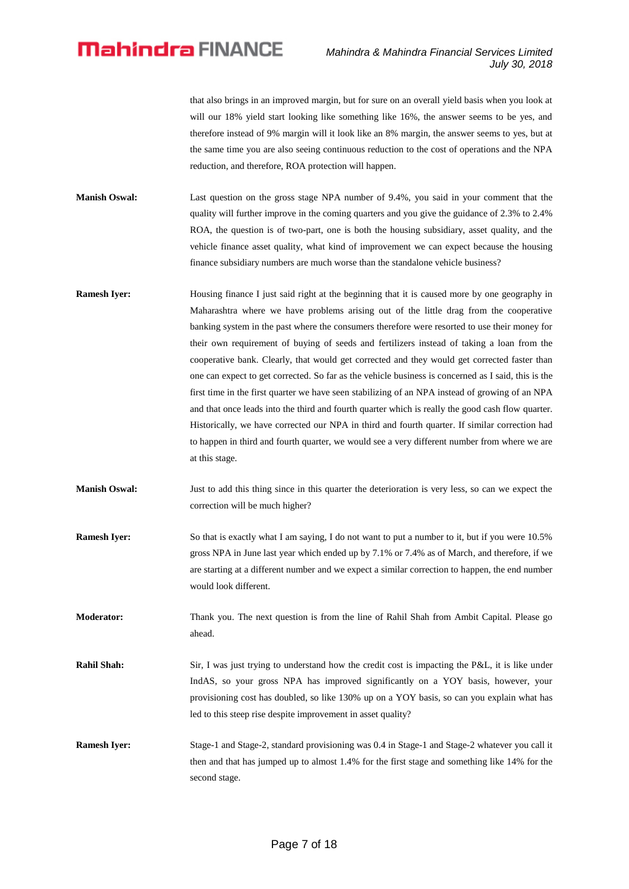that also brings in an improved margin, but for sure on an overall yield basis when you look at will our 18% yield start looking like something like 16%, the answer seems to be yes, and therefore instead of 9% margin will it look like an 8% margin, the answer seems to yes, but at the same time you are also seeing continuous reduction to the cost of operations and the NPA reduction, and therefore, ROA protection will happen.

**Manish Oswal:** Last question on the gross stage NPA number of 9.4%, you said in your comment that the quality will further improve in the coming quarters and you give the guidance of 2.3% to 2.4% ROA, the question is of two-part, one is both the housing subsidiary, asset quality, and the vehicle finance asset quality, what kind of improvement we can expect because the housing finance subsidiary numbers are much worse than the standalone vehicle business?

**Ramesh Iyer:** Housing finance I just said right at the beginning that it is caused more by one geography in Maharashtra where we have problems arising out of the little drag from the cooperative banking system in the past where the consumers therefore were resorted to use their money for their own requirement of buying of seeds and fertilizers instead of taking a loan from the cooperative bank. Clearly, that would get corrected and they would get corrected faster than one can expect to get corrected. So far as the vehicle business is concerned as I said, this is the first time in the first quarter we have seen stabilizing of an NPA instead of growing of an NPA and that once leads into the third and fourth quarter which is really the good cash flow quarter. Historically, we have corrected our NPA in third and fourth quarter. If similar correction had to happen in third and fourth quarter, we would see a very different number from where we are at this stage.

**Manish Oswal:** Just to add this thing since in this quarter the deterioration is very less, so can we expect the correction will be much higher?

**Ramesh Iyer:** So that is exactly what I am saying, I do not want to put a number to it, but if you were 10.5% gross NPA in June last year which ended up by 7.1% or 7.4% as of March, and therefore, if we are starting at a different number and we expect a similar correction to happen, the end number would look different.

**Moderator:** Thank you. The next question is from the line of Rahil Shah from Ambit Capital. Please go ahead.

**Rahil Shah:** Sir, I was just trying to understand how the credit cost is impacting the P&L, it is like under IndAS, so your gross NPA has improved significantly on a YOY basis, however, your provisioning cost has doubled, so like 130% up on a YOY basis, so can you explain what has led to this steep rise despite improvement in asset quality?

**Ramesh Iyer:** Stage-1 and Stage-2, standard provisioning was 0.4 in Stage-1 and Stage-2 whatever you call it then and that has jumped up to almost 1.4% for the first stage and something like 14% for the second stage.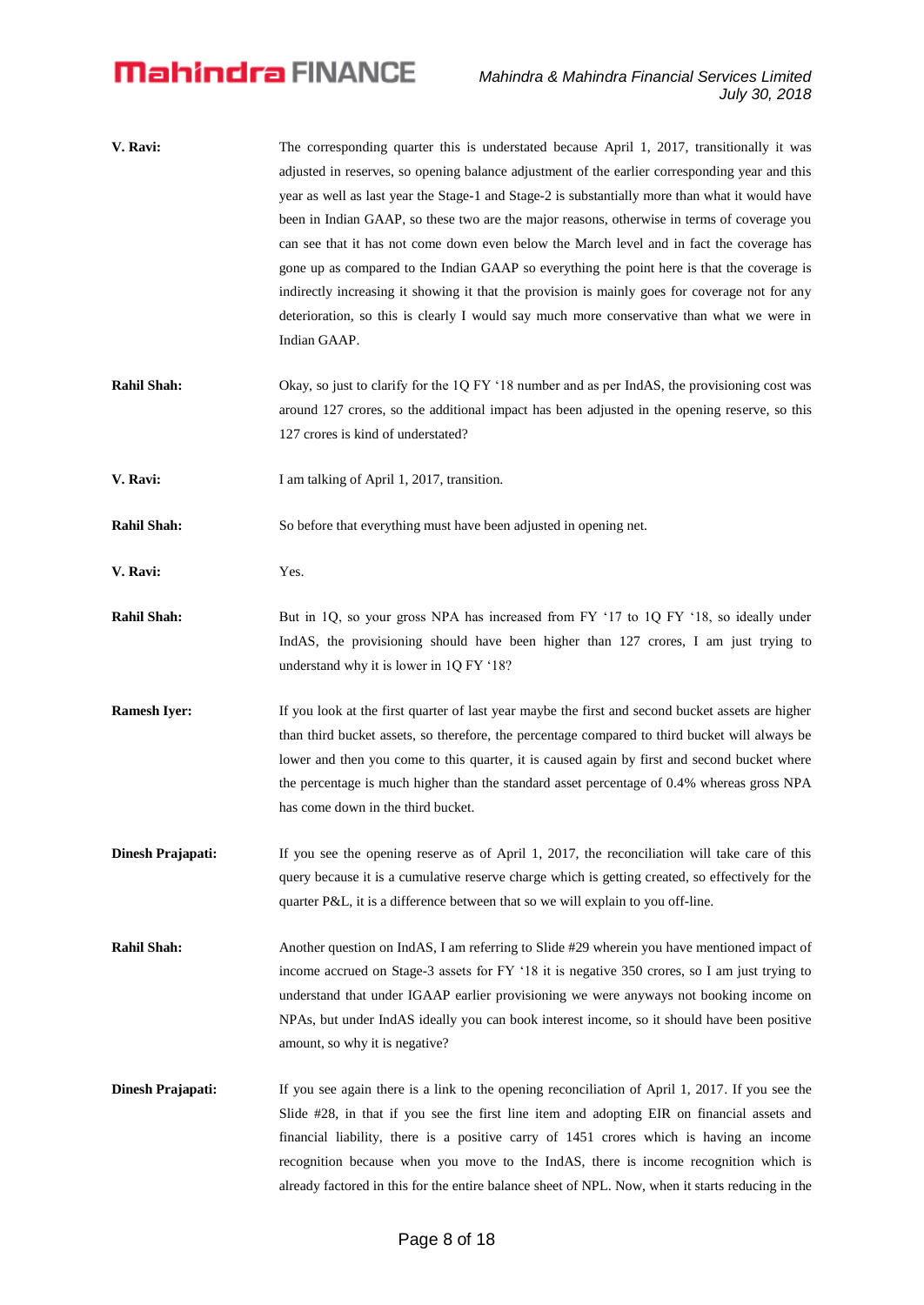**V. Ravi:** The corresponding quarter this is understated because April 1, 2017, transitionally it was adjusted in reserves, so opening balance adjustment of the earlier corresponding year and this year as well as last year the Stage-1 and Stage-2 is substantially more than what it would have been in Indian GAAP, so these two are the major reasons, otherwise in terms of coverage you can see that it has not come down even below the March level and in fact the coverage has gone up as compared to the Indian GAAP so everything the point here is that the coverage is indirectly increasing it showing it that the provision is mainly goes for coverage not for any deterioration, so this is clearly I would say much more conservative than what we were in Indian GAAP.

**Rahil Shah:** Okay, so just to clarify for the 1Q FY '18 number and as per IndAS, the provisioning cost was around 127 crores, so the additional impact has been adjusted in the opening reserve, so this 127 crores is kind of understated?

**V. Ravi:** I am talking of April 1, 2017, transition.

**Rahil Shah:** So before that everything must have been adjusted in opening net.

**V. Ravi:** Yes.

**Rahil Shah:** But in 1Q, so your gross NPA has increased from FY '17 to 1Q FY '18, so ideally under IndAS, the provisioning should have been higher than 127 crores, I am just trying to understand why it is lower in 1Q FY '18?

**Ramesh Iyer:** If you look at the first quarter of last year maybe the first and second bucket assets are higher than third bucket assets, so therefore, the percentage compared to third bucket will always be lower and then you come to this quarter, it is caused again by first and second bucket where the percentage is much higher than the standard asset percentage of 0.4% whereas gross NPA has come down in the third bucket.

**Dinesh Prajapati:** If you see the opening reserve as of April 1, 2017, the reconciliation will take care of this query because it is a cumulative reserve charge which is getting created, so effectively for the quarter P&L, it is a difference between that so we will explain to you off-line.

**Rahil Shah:** Another question on IndAS, I am referring to Slide #29 wherein you have mentioned impact of income accrued on Stage-3 assets for FY '18 it is negative 350 crores, so I am just trying to understand that under IGAAP earlier provisioning we were anyways not booking income on NPAs, but under IndAS ideally you can book interest income, so it should have been positive amount, so why it is negative?

**Dinesh Prajapati:** If you see again there is a link to the opening reconciliation of April 1, 2017. If you see the Slide #28, in that if you see the first line item and adopting EIR on financial assets and financial liability, there is a positive carry of 1451 crores which is having an income recognition because when you move to the IndAS, there is income recognition which is already factored in this for the entire balance sheet of NPL. Now, when it starts reducing in the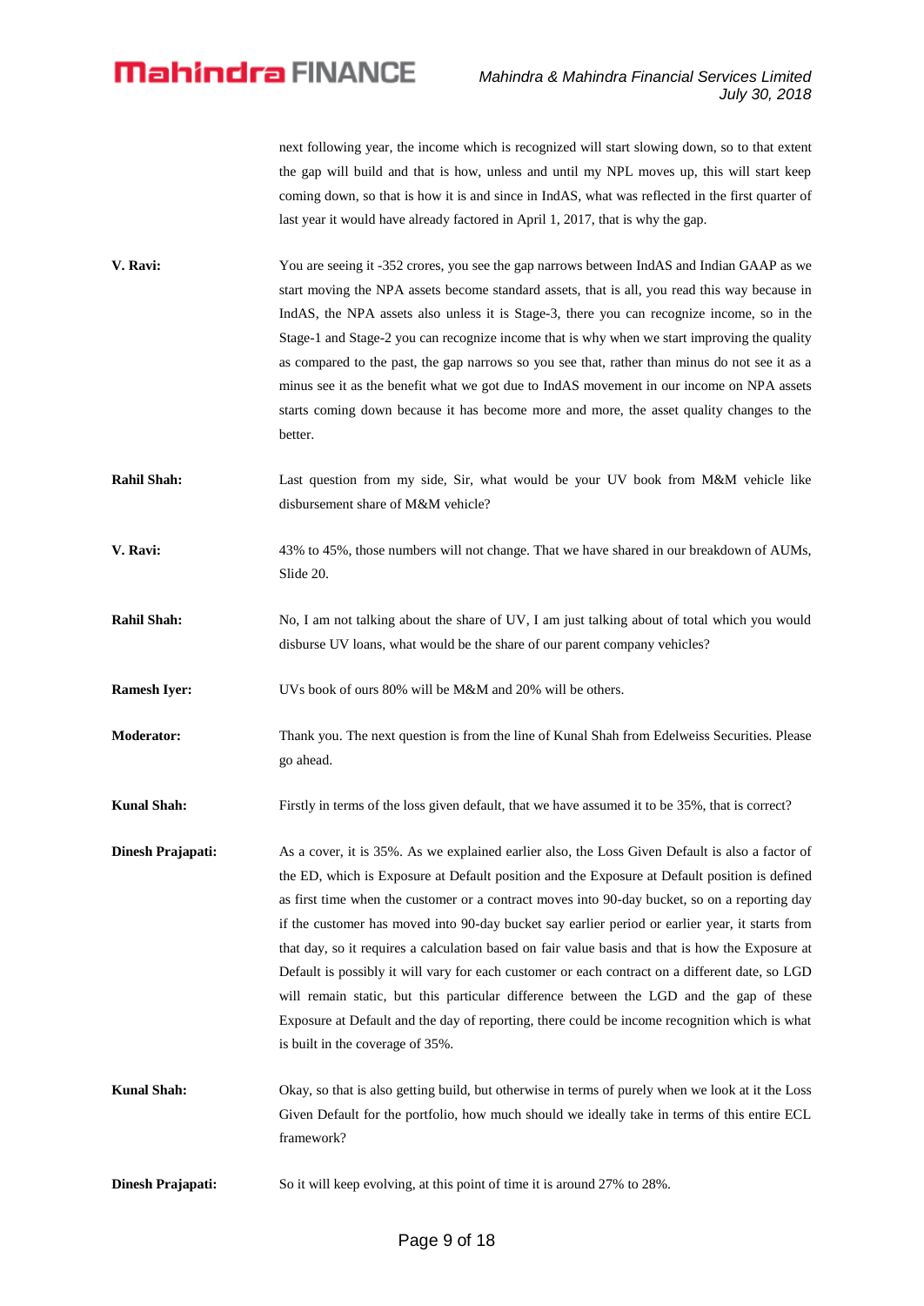next following year, the income which is recognized will start slowing down, so to that extent the gap will build and that is how, unless and until my NPL moves up, this will start keep coming down, so that is how it is and since in IndAS, what was reflected in the first quarter of last year it would have already factored in April 1, 2017, that is why the gap.

**V. Ravi:** You are seeing it -352 crores, you see the gap narrows between IndAS and Indian GAAP as we start moving the NPA assets become standard assets, that is all, you read this way because in IndAS, the NPA assets also unless it is Stage-3, there you can recognize income, so in the Stage-1 and Stage-2 you can recognize income that is why when we start improving the quality as compared to the past, the gap narrows so you see that, rather than minus do not see it as a minus see it as the benefit what we got due to IndAS movement in our income on NPA assets starts coming down because it has become more and more, the asset quality changes to the better.

**Rahil Shah:** Last question from my side, Sir, what would be your UV book from M&M vehicle like disbursement share of M&M vehicle?

**V. Ravi:** 43% to 45%, those numbers will not change. That we have shared in our breakdown of AUMs, Slide 20.

**Rahil Shah:** No, I am not talking about the share of UV, I am just talking about of total which you would disburse UV loans, what would be the share of our parent company vehicles?

**Ramesh Iyer:** UVs book of ours 80% will be M&M and 20% will be others.

**Moderator:** Thank you. The next question is from the line of Kunal Shah from Edelweiss Securities. Please go ahead.

**Kunal Shah:** Firstly in terms of the loss given default, that we have assumed it to be 35%, that is correct?

**Dinesh Prajapati:** As a cover, it is 35%. As we explained earlier also, the Loss Given Default is also a factor of the ED, which is Exposure at Default position and the Exposure at Default position is defined as first time when the customer or a contract moves into 90-day bucket, so on a reporting day if the customer has moved into 90-day bucket say earlier period or earlier year, it starts from that day, so it requires a calculation based on fair value basis and that is how the Exposure at Default is possibly it will vary for each customer or each contract on a different date, so LGD will remain static, but this particular difference between the LGD and the gap of these Exposure at Default and the day of reporting, there could be income recognition which is what is built in the coverage of 35%.

**Kunal Shah:** Okay, so that is also getting build, but otherwise in terms of purely when we look at it the Loss Given Default for the portfolio, how much should we ideally take in terms of this entire ECL framework?

**Dinesh Prajapati:** So it will keep evolving, at this point of time it is around 27% to 28%.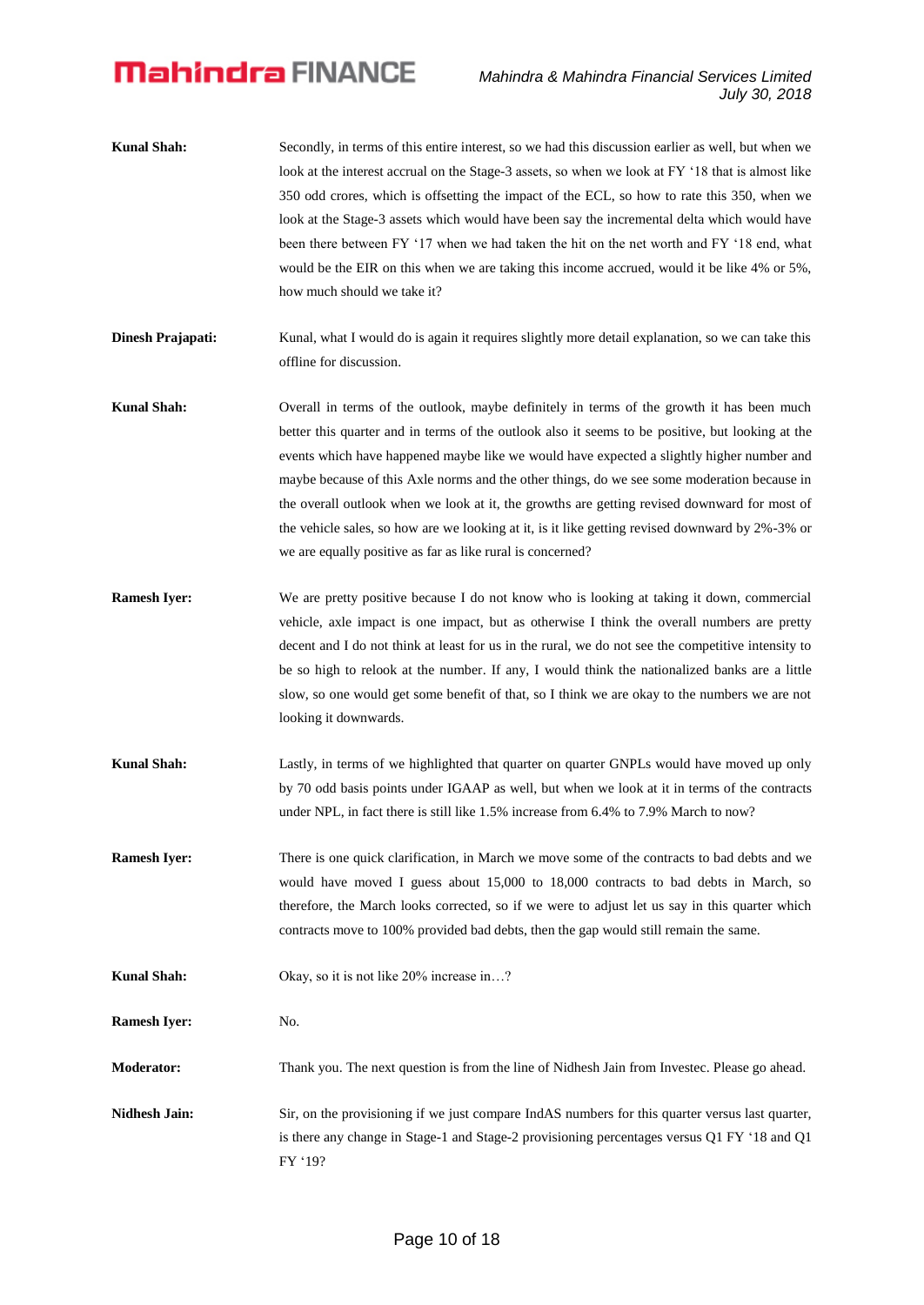**Kunal Shah:** Secondly, in terms of this entire interest, so we had this discussion earlier as well, but when we look at the interest accrual on the Stage-3 assets, so when we look at FY '18 that is almost like 350 odd crores, which is offsetting the impact of the ECL, so how to rate this 350, when we look at the Stage-3 assets which would have been say the incremental delta which would have been there between FY '17 when we had taken the hit on the net worth and FY '18 end, what would be the EIR on this when we are taking this income accrued, would it be like 4% or 5%, how much should we take it?

**Dinesh Prajapati:** Kunal, what I would do is again it requires slightly more detail explanation, so we can take this offline for discussion.

**Kunal Shah:** Overall in terms of the outlook, maybe definitely in terms of the growth it has been much better this quarter and in terms of the outlook also it seems to be positive, but looking at the events which have happened maybe like we would have expected a slightly higher number and maybe because of this Axle norms and the other things, do we see some moderation because in the overall outlook when we look at it, the growths are getting revised downward for most of the vehicle sales, so how are we looking at it, is it like getting revised downward by 2%-3% or we are equally positive as far as like rural is concerned?

**Ramesh Iyer:** We are pretty positive because I do not know who is looking at taking it down, commercial vehicle, axle impact is one impact, but as otherwise I think the overall numbers are pretty decent and I do not think at least for us in the rural, we do not see the competitive intensity to be so high to relook at the number. If any, I would think the nationalized banks are a little slow, so one would get some benefit of that, so I think we are okay to the numbers we are not looking it downwards.

**Kunal Shah:** Lastly, in terms of we highlighted that quarter on quarter GNPLs would have moved up only by 70 odd basis points under IGAAP as well, but when we look at it in terms of the contracts under NPL, in fact there is still like 1.5% increase from 6.4% to 7.9% March to now?

**Ramesh Iyer:** There is one quick clarification, in March we move some of the contracts to bad debts and we would have moved I guess about 15,000 to 18,000 contracts to bad debts in March, so therefore, the March looks corrected, so if we were to adjust let us say in this quarter which contracts move to 100% provided bad debts, then the gap would still remain the same.

**Kunal Shah:** Okay, so it is not like 20% increase in…?

**Ramesh Iyer:** No.

**Moderator:** Thank you. The next question is from the line of Nidhesh Jain from Investec. Please go ahead.

**Nidhesh Jain:** Sir, on the provisioning if we just compare IndAS numbers for this quarter versus last quarter, is there any change in Stage-1 and Stage-2 provisioning percentages versus Q1 FY '18 and Q1 FY '19?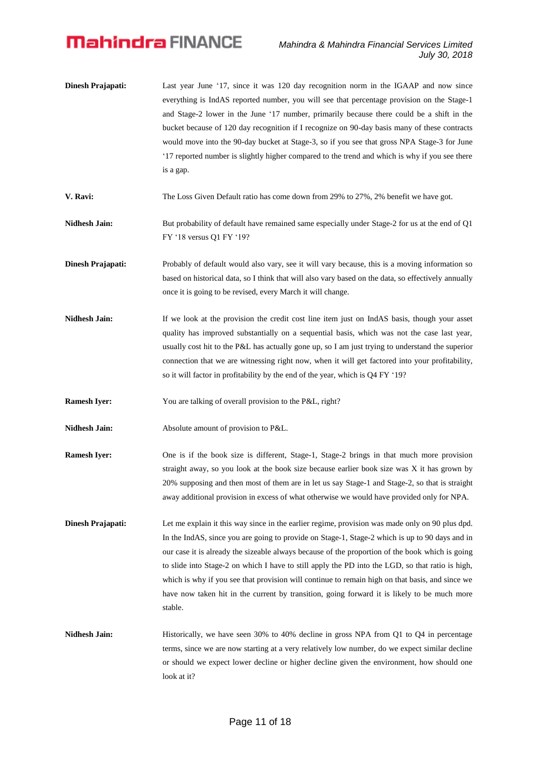**Dinesh Prajapati:** Last year June '17, since it was 120 day recognition norm in the IGAAP and now since everything is IndAS reported number, you will see that percentage provision on the Stage-1 and Stage-2 lower in the June '17 number, primarily because there could be a shift in the bucket because of 120 day recognition if I recognize on 90-day basis many of these contracts would move into the 90-day bucket at Stage-3, so if you see that gross NPA Stage-3 for June '17 reported number is slightly higher compared to the trend and which is why if you see there is a gap.

**V. Ravi:** The Loss Given Default ratio has come down from 29% to 27%, 2% benefit we have got.

**Nidhesh Jain:** But probability of default have remained same especially under Stage-2 for us at the end of Q1 FY '18 versus Q1 FY '19?

**Dinesh Prajapati:** Probably of default would also vary, see it will vary because, this is a moving information so based on historical data, so I think that will also vary based on the data, so effectively annually once it is going to be revised, every March it will change.

**Nidhesh Jain:** If we look at the provision the credit cost line item just on IndAS basis, though your asset quality has improved substantially on a sequential basis, which was not the case last year, usually cost hit to the P&L has actually gone up, so I am just trying to understand the superior connection that we are witnessing right now, when it will get factored into your profitability, so it will factor in profitability by the end of the year, which is Q4 FY '19?

**Ramesh Iyer:** You are talking of overall provision to the P&L, right?

**Nidhesh Jain:** Absolute amount of provision to P&L.

**Ramesh Iyer:** One is if the book size is different, Stage-1, Stage-2 brings in that much more provision straight away, so you look at the book size because earlier book size was X it has grown by 20% supposing and then most of them are in let us say Stage-1 and Stage-2, so that is straight away additional provision in excess of what otherwise we would have provided only for NPA.

**Dinesh Prajapati:** Let me explain it this way since in the earlier regime, provision was made only on 90 plus dpd. In the IndAS, since you are going to provide on Stage-1, Stage-2 which is up to 90 days and in our case it is already the sizeable always because of the proportion of the book which is going to slide into Stage-2 on which I have to still apply the PD into the LGD, so that ratio is high, which is why if you see that provision will continue to remain high on that basis, and since we have now taken hit in the current by transition, going forward it is likely to be much more stable.

**Nidhesh Jain:** Historically, we have seen 30% to 40% decline in gross NPA from Q1 to Q4 in percentage terms, since we are now starting at a very relatively low number, do we expect similar decline or should we expect lower decline or higher decline given the environment, how should one look at it?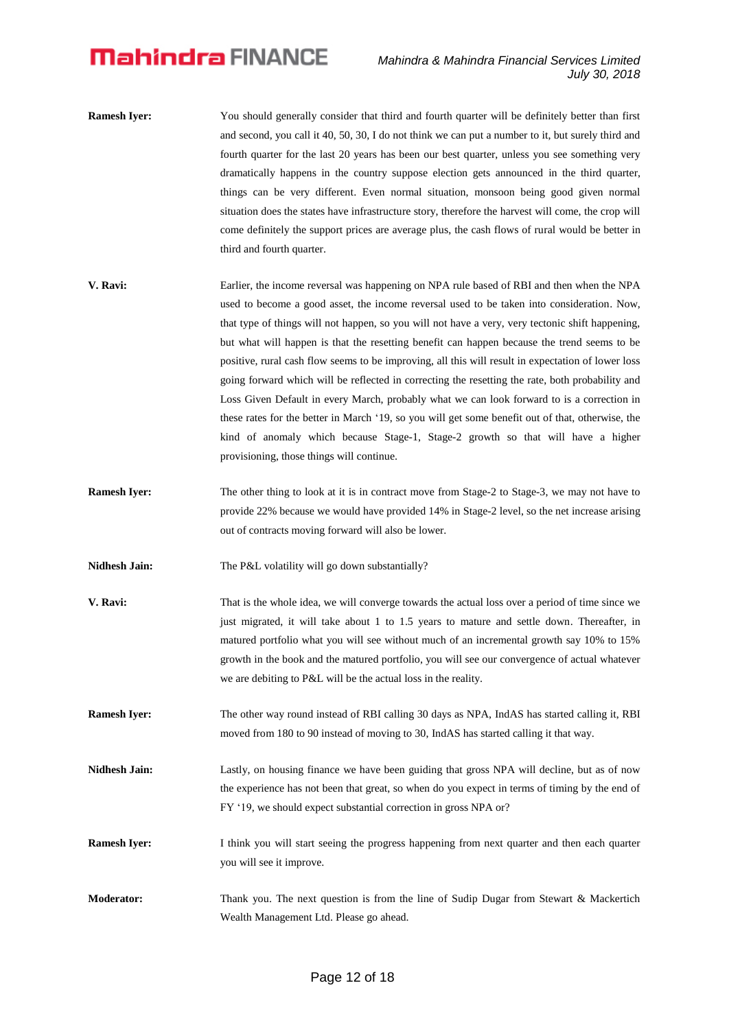**Ramesh Iyer:** You should generally consider that third and fourth quarter will be definitely better than first and second, you call it 40, 50, 30, I do not think we can put a number to it, but surely third and fourth quarter for the last 20 years has been our best quarter, unless you see something very dramatically happens in the country suppose election gets announced in the third quarter, things can be very different. Even normal situation, monsoon being good given normal situation does the states have infrastructure story, therefore the harvest will come, the crop will come definitely the support prices are average plus, the cash flows of rural would be better in third and fourth quarter.

**V. Ravi:** Earlier, the income reversal was happening on NPA rule based of RBI and then when the NPA used to become a good asset, the income reversal used to be taken into consideration. Now, that type of things will not happen, so you will not have a very, very tectonic shift happening, but what will happen is that the resetting benefit can happen because the trend seems to be positive, rural cash flow seems to be improving, all this will result in expectation of lower loss going forward which will be reflected in correcting the resetting the rate, both probability and Loss Given Default in every March, probably what we can look forward to is a correction in these rates for the better in March '19, so you will get some benefit out of that, otherwise, the kind of anomaly which because Stage-1, Stage-2 growth so that will have a higher provisioning, those things will continue.

**Ramesh Iyer:** The other thing to look at it is in contract move from Stage-2 to Stage-3, we may not have to provide 22% because we would have provided 14% in Stage-2 level, so the net increase arising out of contracts moving forward will also be lower.

**Nidhesh Jain:** The P&L volatility will go down substantially?

**V. Ravi:** That is the whole idea, we will converge towards the actual loss over a period of time since we just migrated, it will take about 1 to 1.5 years to mature and settle down. Thereafter, in matured portfolio what you will see without much of an incremental growth say 10% to 15% growth in the book and the matured portfolio, you will see our convergence of actual whatever we are debiting to P&L will be the actual loss in the reality.

**Ramesh Iyer:** The other way round instead of RBI calling 30 days as NPA, IndAS has started calling it, RBI moved from 180 to 90 instead of moving to 30, IndAS has started calling it that way.

**Nidhesh Jain:** Lastly, on housing finance we have been guiding that gross NPA will decline, but as of now the experience has not been that great, so when do you expect in terms of timing by the end of FY '19, we should expect substantial correction in gross NPA or?

**Ramesh Iyer:** I think you will start seeing the progress happening from next quarter and then each quarter you will see it improve.

**Moderator:** Thank you. The next question is from the line of Sudip Dugar from Stewart & Mackertich Wealth Management Ltd. Please go ahead.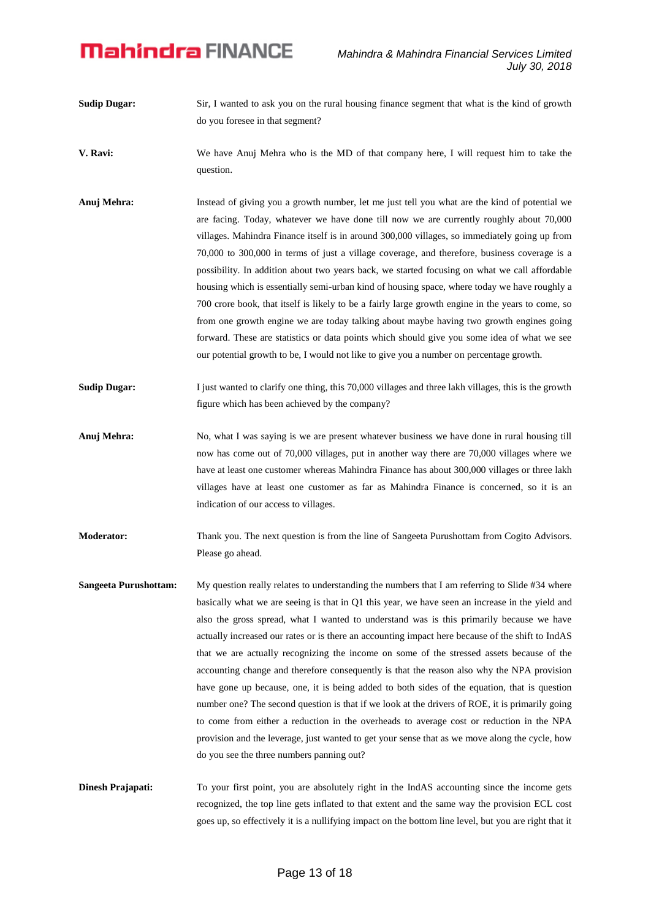**Sudip Dugar:** Sir, I wanted to ask you on the rural housing finance segment that what is the kind of growth do you foresee in that segment?

**V. Ravi:** We have Anuj Mehra who is the MD of that company here, I will request him to take the question.

**Anuj Mehra:** Instead of giving you a growth number, let me just tell you what are the kind of potential we are facing. Today, whatever we have done till now we are currently roughly about 70,000 villages. Mahindra Finance itself is in around 300,000 villages, so immediately going up from 70,000 to 300,000 in terms of just a village coverage, and therefore, business coverage is a possibility. In addition about two years back, we started focusing on what we call affordable housing which is essentially semi-urban kind of housing space, where today we have roughly a 700 crore book, that itself is likely to be a fairly large growth engine in the years to come, so from one growth engine we are today talking about maybe having two growth engines going forward. These are statistics or data points which should give you some idea of what we see our potential growth to be, I would not like to give you a number on percentage growth.

**Sudip Dugar:** I just wanted to clarify one thing, this 70,000 villages and three lakh villages, this is the growth figure which has been achieved by the company?

**Anuj Mehra:** No, what I was saying is we are present whatever business we have done in rural housing till now has come out of 70,000 villages, put in another way there are 70,000 villages where we have at least one customer whereas Mahindra Finance has about 300,000 villages or three lakh villages have at least one customer as far as Mahindra Finance is concerned, so it is an indication of our access to villages.

**Moderator:** Thank you. The next question is from the line of Sangeeta Purushottam from Cogito Advisors. Please go ahead.

**Sangeeta Purushottam:** My question really relates to understanding the numbers that I am referring to Slide #34 where basically what we are seeing is that in Q1 this year, we have seen an increase in the yield and also the gross spread, what I wanted to understand was is this primarily because we have actually increased our rates or is there an accounting impact here because of the shift to IndAS that we are actually recognizing the income on some of the stressed assets because of the accounting change and therefore consequently is that the reason also why the NPA provision have gone up because, one, it is being added to both sides of the equation, that is question number one? The second question is that if we look at the drivers of ROE, it is primarily going to come from either a reduction in the overheads to average cost or reduction in the NPA provision and the leverage, just wanted to get your sense that as we move along the cycle, how do you see the three numbers panning out?

**Dinesh Prajapati:** To your first point, you are absolutely right in the IndAS accounting since the income gets recognized, the top line gets inflated to that extent and the same way the provision ECL cost goes up, so effectively it is a nullifying impact on the bottom line level, but you are right that it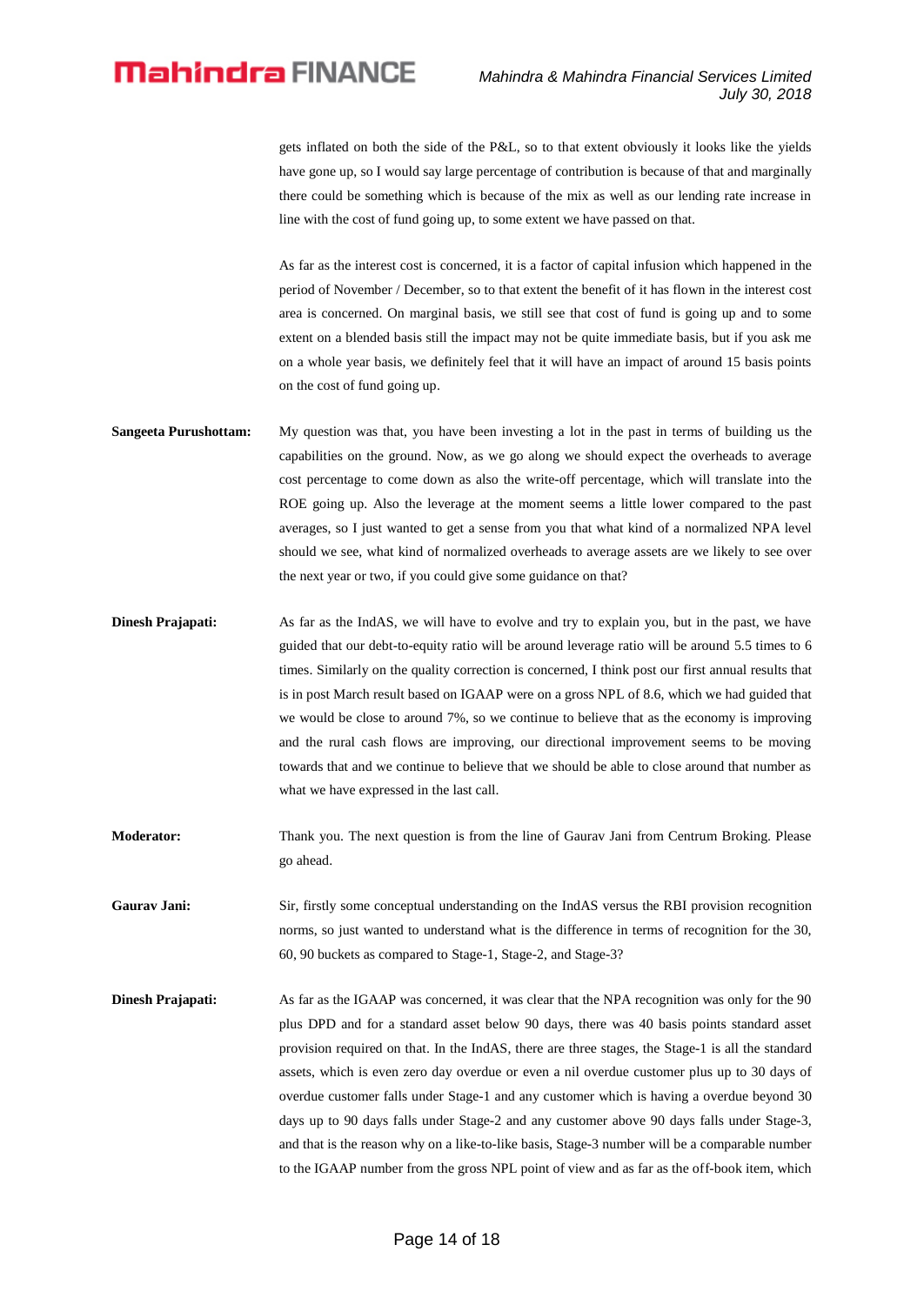gets inflated on both the side of the P&L, so to that extent obviously it looks like the yields have gone up, so I would say large percentage of contribution is because of that and marginally there could be something which is because of the mix as well as our lending rate increase in line with the cost of fund going up, to some extent we have passed on that.

As far as the interest cost is concerned, it is a factor of capital infusion which happened in the period of November / December, so to that extent the benefit of it has flown in the interest cost area is concerned. On marginal basis, we still see that cost of fund is going up and to some extent on a blended basis still the impact may not be quite immediate basis, but if you ask me on a whole year basis, we definitely feel that it will have an impact of around 15 basis points on the cost of fund going up.

**Sangeeta Purushottam:** My question was that, you have been investing a lot in the past in terms of building us the capabilities on the ground. Now, as we go along we should expect the overheads to average cost percentage to come down as also the write-off percentage, which will translate into the ROE going up. Also the leverage at the moment seems a little lower compared to the past averages, so I just wanted to get a sense from you that what kind of a normalized NPA level should we see, what kind of normalized overheads to average assets are we likely to see over the next year or two, if you could give some guidance on that?

**Dinesh Prajapati:** As far as the IndAS, we will have to evolve and try to explain you, but in the past, we have guided that our debt-to-equity ratio will be around leverage ratio will be around 5.5 times to 6 times. Similarly on the quality correction is concerned, I think post our first annual results that is in post March result based on IGAAP were on a gross NPL of 8.6, which we had guided that we would be close to around 7%, so we continue to believe that as the economy is improving and the rural cash flows are improving, our directional improvement seems to be moving towards that and we continue to believe that we should be able to close around that number as what we have expressed in the last call.

**Moderator:** Thank you. The next question is from the line of Gaurav Jani from Centrum Broking. Please go ahead.

**Gaurav Jani:** Sir, firstly some conceptual understanding on the IndAS versus the RBI provision recognition norms, so just wanted to understand what is the difference in terms of recognition for the 30, 60, 90 buckets as compared to Stage-1, Stage-2, and Stage-3?

**Dinesh Prajapati:** As far as the IGAAP was concerned, it was clear that the NPA recognition was only for the 90 plus DPD and for a standard asset below 90 days, there was 40 basis points standard asset provision required on that. In the IndAS, there are three stages, the Stage-1 is all the standard assets, which is even zero day overdue or even a nil overdue customer plus up to 30 days of overdue customer falls under Stage-1 and any customer which is having a overdue beyond 30 days up to 90 days falls under Stage-2 and any customer above 90 days falls under Stage-3, and that is the reason why on a like-to-like basis, Stage-3 number will be a comparable number to the IGAAP number from the gross NPL point of view and as far as the off-book item, which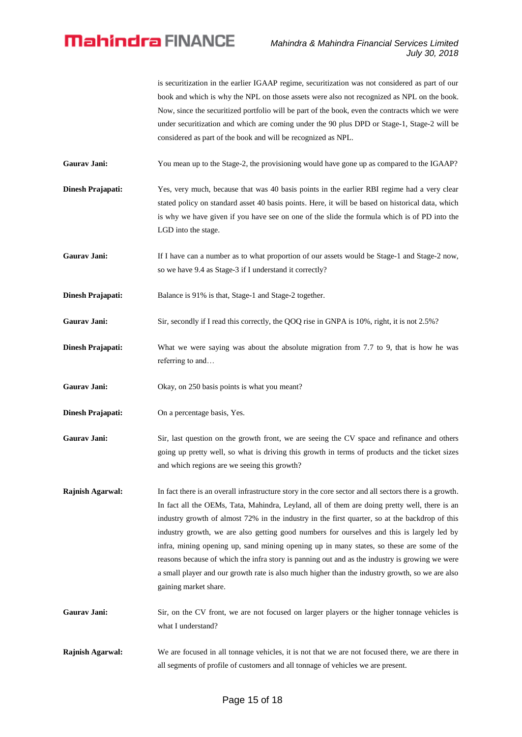is securitization in the earlier IGAAP regime, securitization was not considered as part of our book and which is why the NPL on those assets were also not recognized as NPL on the book. Now, since the securitized portfolio will be part of the book, even the contracts which we were under securitization and which are coming under the 90 plus DPD or Stage-1, Stage-2 will be considered as part of the book and will be recognized as NPL.

**Gaurav Jani:** You mean up to the Stage-2, the provisioning would have gone up as compared to the IGAAP?

**Dinesh Prajapati:** Yes, very much, because that was 40 basis points in the earlier RBI regime had a very clear stated policy on standard asset 40 basis points. Here, it will be based on historical data, which is why we have given if you have see on one of the slide the formula which is of PD into the LGD into the stage.

**Gaurav Jani:** If I have can a number as to what proportion of our assets would be Stage-1 and Stage-2 now, so we have 9.4 as Stage-3 if I understand it correctly?

**Dinesh Prajapati:** Balance is 91% is that, Stage-1 and Stage-2 together.

**Gaurav Jani:** Sir, secondly if I read this correctly, the QOQ rise in GNPA is 10%, right, it is not 2.5%?

**Dinesh Prajapati:** What we were saying was about the absolute migration from 7.7 to 9, that is how he was referring to and…

**Gaurav Jani:** Okay, on 250 basis points is what you meant?

**Dinesh Prajapati:** On a percentage basis, Yes.

**Gaurav Jani:** Sir, last question on the growth front, we are seeing the CV space and refinance and others going up pretty well, so what is driving this growth in terms of products and the ticket sizes and which regions are we seeing this growth?

**Rajnish Agarwal:** In fact there is an overall infrastructure story in the core sector and all sectors there is a growth. In fact all the OEMs, Tata, Mahindra, Leyland, all of them are doing pretty well, there is an industry growth of almost 72% in the industry in the first quarter, so at the backdrop of this industry growth, we are also getting good numbers for ourselves and this is largely led by infra, mining opening up, sand mining opening up in many states, so these are some of the reasons because of which the infra story is panning out and as the industry is growing we were a small player and our growth rate is also much higher than the industry growth, so we are also gaining market share.

**Gaurav Jani:** Sir, on the CV front, we are not focused on larger players or the higher tonnage vehicles is what I understand?

**Rajnish Agarwal:** We are focused in all tonnage vehicles, it is not that we are not focused there, we are there in all segments of profile of customers and all tonnage of vehicles we are present.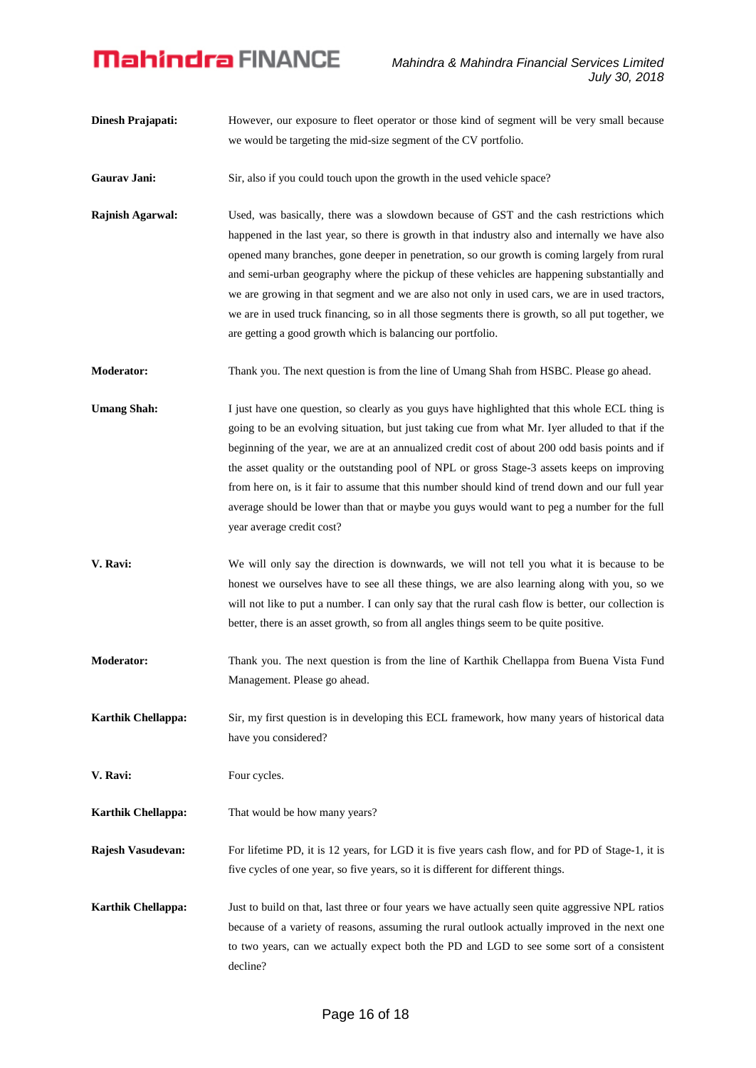**Dinesh Prajapati:** However, our exposure to fleet operator or those kind of segment will be very small because we would be targeting the mid-size segment of the CV portfolio.

**Gaurav Jani:** Sir, also if you could touch upon the growth in the used vehicle space?

**Rajnish Agarwal:** Used, was basically, there was a slowdown because of GST and the cash restrictions which happened in the last year, so there is growth in that industry also and internally we have also opened many branches, gone deeper in penetration, so our growth is coming largely from rural and semi-urban geography where the pickup of these vehicles are happening substantially and we are growing in that segment and we are also not only in used cars, we are in used tractors, we are in used truck financing, so in all those segments there is growth, so all put together, we are getting a good growth which is balancing our portfolio.

**Moderator:** Thank you. The next question is from the line of Umang Shah from HSBC. Please go ahead.

**Umang Shah:** I just have one question, so clearly as you guys have highlighted that this whole ECL thing is going to be an evolving situation, but just taking cue from what Mr. Iyer alluded to that if the beginning of the year, we are at an annualized credit cost of about 200 odd basis points and if the asset quality or the outstanding pool of NPL or gross Stage-3 assets keeps on improving from here on, is it fair to assume that this number should kind of trend down and our full year average should be lower than that or maybe you guys would want to peg a number for the full year average credit cost?

**V. Ravi:** We will only say the direction is downwards, we will not tell you what it is because to be honest we ourselves have to see all these things, we are also learning along with you, so we will not like to put a number. I can only say that the rural cash flow is better, our collection is better, there is an asset growth, so from all angles things seem to be quite positive.

**Moderator:** Thank you. The next question is from the line of Karthik Chellappa from Buena Vista Fund Management. Please go ahead.

**Karthik Chellappa:** Sir, my first question is in developing this ECL framework, how many years of historical data have you considered?

**V. Ravi:** Four cycles.

**Karthik Chellappa:** That would be how many years?

**Rajesh Vasudevan:** For lifetime PD, it is 12 years, for LGD it is five years cash flow, and for PD of Stage-1, it is five cycles of one year, so five years, so it is different for different things.

**Karthik Chellappa:** Just to build on that, last three or four years we have actually seen quite aggressive NPL ratios because of a variety of reasons, assuming the rural outlook actually improved in the next one to two years, can we actually expect both the PD and LGD to see some sort of a consistent decline?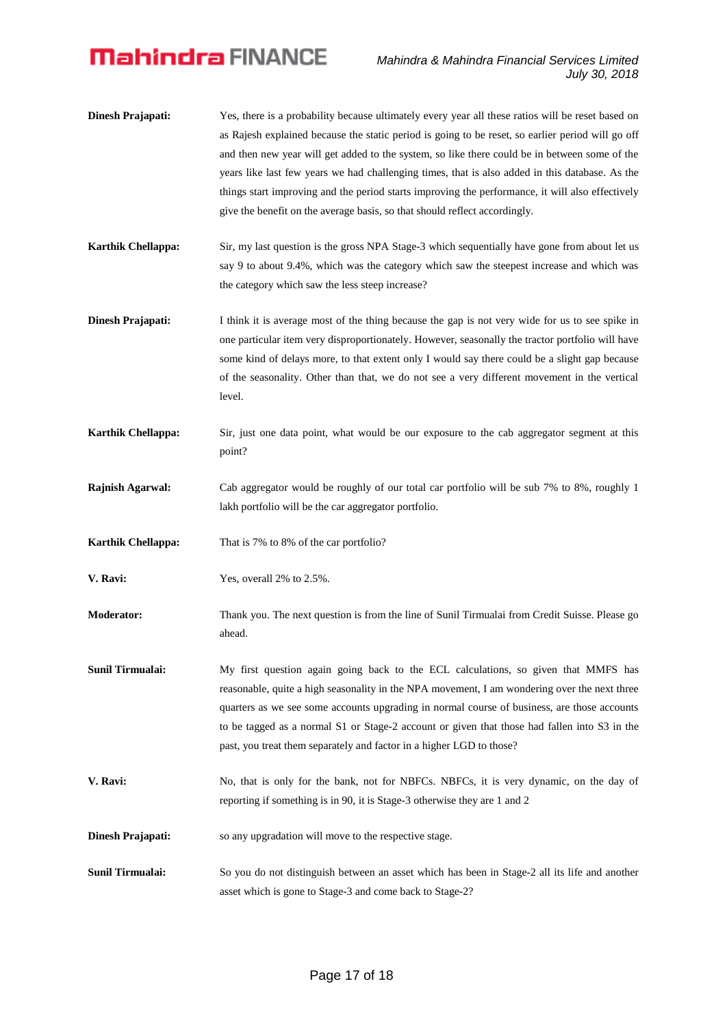**Dinesh Prajapati:** Yes, there is a probability because ultimately every year all these ratios will be reset based on as Rajesh explained because the static period is going to be reset, so earlier period will go off and then new year will get added to the system, so like there could be in between some of the years like last few years we had challenging times, that is also added in this database. As the things start improving and the period starts improving the performance, it will also effectively give the benefit on the average basis, so that should reflect accordingly.

**Karthik Chellappa:** Sir, my last question is the gross NPA Stage-3 which sequentially have gone from about let us say 9 to about 9.4%, which was the category which saw the steepest increase and which was the category which saw the less steep increase?

**Dinesh Prajapati:** I think it is average most of the thing because the gap is not very wide for us to see spike in one particular item very disproportionately. However, seasonally the tractor portfolio will have some kind of delays more, to that extent only I would say there could be a slight gap because of the seasonality. Other than that, we do not see a very different movement in the vertical level.

**Karthik Chellappa:** Sir, just one data point, what would be our exposure to the cab aggregator segment at this point?

**Rajnish Agarwal:** Cab aggregator would be roughly of our total car portfolio will be sub 7% to 8%, roughly 1 lakh portfolio will be the car aggregator portfolio.

**Karthik Chellappa:** That is 7% to 8% of the car portfolio?

**V. Ravi:** Yes, overall 2% to 2.5%.

**Moderator:** Thank you. The next question is from the line of Sunil Tirmualai from Credit Suisse. Please go ahead.

**Sunil Tirmualai:** My first question again going back to the ECL calculations, so given that MMFS has reasonable, quite a high seasonality in the NPA movement, I am wondering over the next three quarters as we see some accounts upgrading in normal course of business, are those accounts to be tagged as a normal S1 or Stage-2 account or given that those had fallen into S3 in the past, you treat them separately and factor in a higher LGD to those?

**V. Ravi:** No, that is only for the bank, not for NBFCs. NBFCs, it is very dynamic, on the day of reporting if something is in 90, it is Stage-3 otherwise they are 1 and 2

**Dinesh Prajapati:** so any upgradation will move to the respective stage.

**Sunil Tirmualai:** So you do not distinguish between an asset which has been in Stage-2 all its life and another asset which is gone to Stage-3 and come back to Stage-2?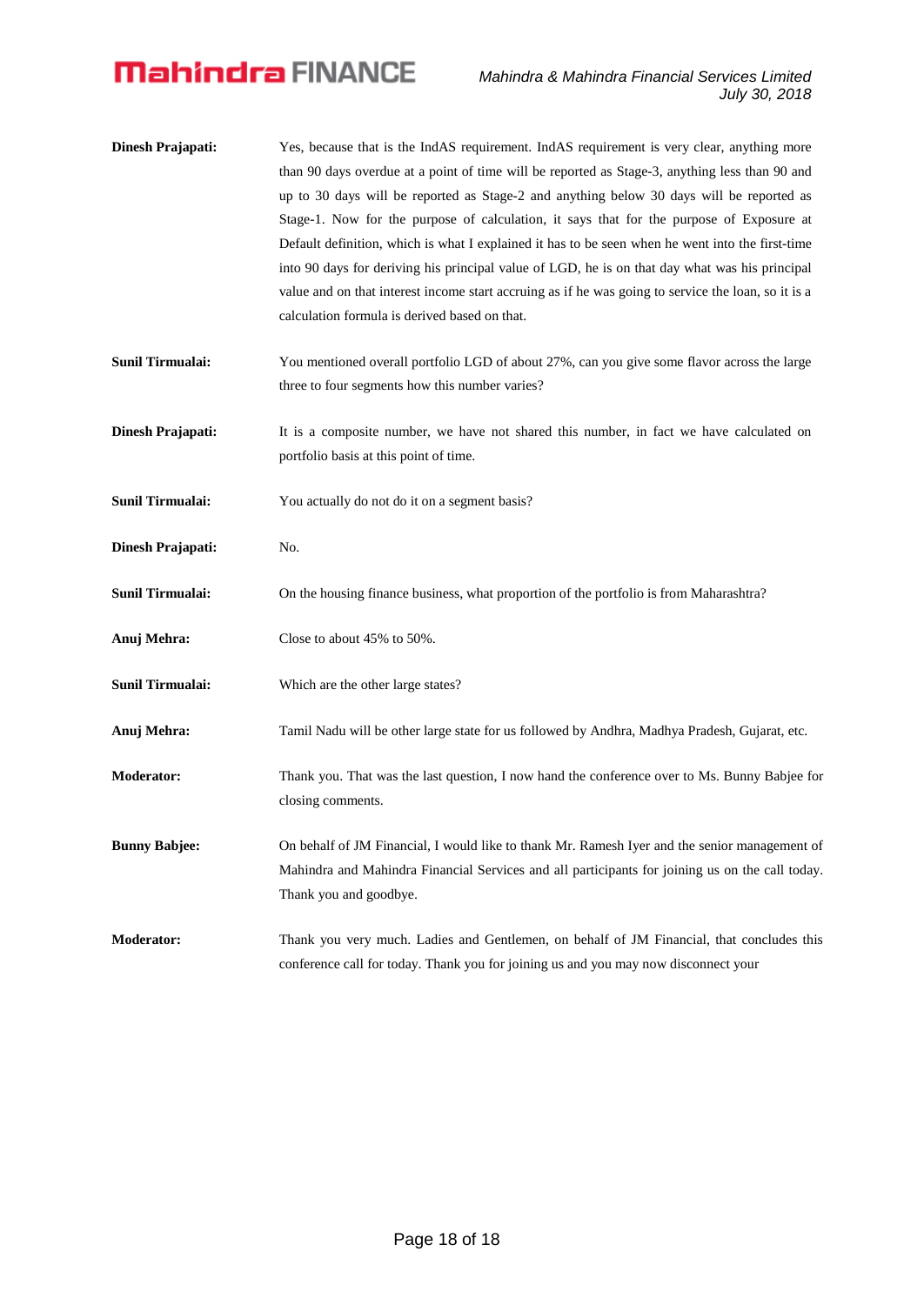**Dinesh Prajapati:** Yes, because that is the IndAS requirement. IndAS requirement is very clear, anything more than 90 days overdue at a point of time will be reported as Stage-3, anything less than 90 and up to 30 days will be reported as Stage-2 and anything below 30 days will be reported as Stage-1. Now for the purpose of calculation, it says that for the purpose of Exposure at Default definition, which is what I explained it has to be seen when he went into the first-time into 90 days for deriving his principal value of LGD, he is on that day what was his principal value and on that interest income start accruing as if he was going to service the loan, so it is a calculation formula is derived based on that.

**Sunil Tirmualai:** You mentioned overall portfolio LGD of about 27%, can you give some flavor across the large three to four segments how this number varies?

**Dinesh Prajapati:** It is a composite number, we have not shared this number, in fact we have calculated on portfolio basis at this point of time.

**Sunil Tirmualai:** You actually do not do it on a segment basis?

**Dinesh Prajapati:** No.

**Sunil Tirmualai:** On the housing finance business, what proportion of the portfolio is from Maharashtra?

**Anuj Mehra:** Close to about 45% to 50%.

**Sunil Tirmualai:** Which are the other large states?

**Anuj Mehra:** Tamil Nadu will be other large state for us followed by Andhra, Madhya Pradesh, Gujarat, etc.

**Moderator:** Thank you. That was the last question, I now hand the conference over to Ms. Bunny Babjee for closing comments.

**Bunny Babjee:** On behalf of JM Financial, I would like to thank Mr. Ramesh Iyer and the senior management of Mahindra and Mahindra Financial Services and all participants for joining us on the call today. Thank you and goodbye.

**Moderator:** Thank you very much. Ladies and Gentlemen, on behalf of JM Financial, that concludes this conference call for today. Thank you for joining us and you may now disconnect your